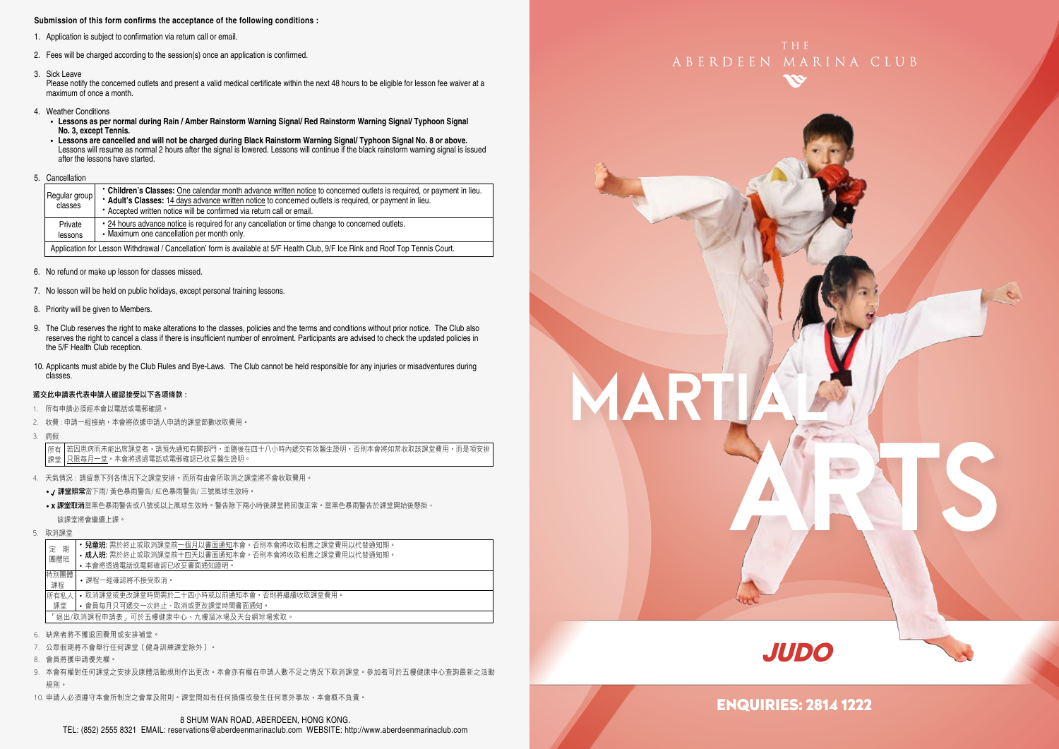**Submission of this form confirms the acceptance of the following conditions :**

1. Application is subject to confirmation via return call or email.
2. Fees will be charged according to the session(s) once an application is confirmed.
3. Sick Leave
   Please notify the concerned outlets and present a valid medical certificate within the next 48 hours to be eligible for lesson fee waiver at a maximum of once a month.
4. Weather Conditions
   - **Lessons as per normal during Rain / Amber Rainstorm Warning Signal/ Red Rainstorm Warning Signal/ Typhoon Signal No. 3, except Tennis.**
   - **Lessons are cancelled and will not be charged during Black Rainstorm Warning Signal/ Typhoon Signal No. 8 or above.** Lessons will resume as normal 2 hours after the signal is lowered. Lessons will continue if the black rainstorm warning signal is issued after the lessons have started.
5. Cancellation

| | |
|---|---|
| Regular group classes | • **Children's Classes:** One calendar month advance written notice to concerned outlets is required, or payment in lieu.<br>• **Adult's Classes:** 14 days advance written notice to concerned outlets is required, or payment in lieu.<br>• Accepted written notice will be confirmed via return call or email. |
| Private lessons | • 24 hours advance notice is required for any cancellation or time change to concerned outlets.<br>• Maximum one cancellation per month only. |
| Application for Lesson Withdrawal / Cancellation' form is available at 5/F Health Club, 9/F Ice Rink and Roof Top Tennis Court. | |

6. No refund or make up lesson for classes missed.
7. No lesson will be held on public holidays, except personal training lessons.
8. Priority will be given to Members.
9. The Club reserves the right to make alterations to the classes, policies and the terms and conditions without prior notice. The Club also reserves the right to cancel a class if there is insufficient number of enrolment. Participants are advised to check the updated policies in the 5/F Health Club reception.
10. Applicants must abide by the Club Rules and Bye-Laws. The Club cannot be held responsible for any injuries or misadventures during classes.

**遞交此申請表代表申請人確認接受以下各項條款：**

1. 所有申請必須經本會以電話或電郵確認。
2. 收費：申請一經接納，本會將依據申請人申請的課堂節數收取費用。
3. 病假

| | |
|---|---|
| 所有課堂 | 若因患病而未能出席課堂者，請預先通知有關部門，並隨後在四十八小時內遞交有效醫生證明，否則本會將如常收取該課堂費用，而是項安排只限每月一堂。本會將透過電話或電郵確認已收妥醫生證明。 |

4. 天氣情況：請留意下列各情況下之課堂安排，而所有由會所取消之課堂將不會收取費用。
   - ✓ **課堂照常**當下雨/ 黃色暴雨警告/ 紅色暴雨警告/ 三號風球生效時。
   - x **課堂取消**當黑色暴雨警告或八號或以上風球生效時。警告除下兩小時後課堂將回復正常。當黑色暴雨警告於課堂開始後懸掛，該課堂將會繼續上課。
5. 取消課堂

| | |
|---|---|
| 定期團體班 | • **兒童班:** 需於終止或取消課堂前一個月以書面通知本會。否則本會將收取相應之課堂費用以代替通知期。<br>• **成人班:** 需於終止或取消課堂前十四天以書面通知本會。否則本會將收取相應之課堂費用以代替通知期。<br>• 本會將透過電話或電郵確認已收妥書面通知證明。 |
| 特別團體課程 | • 課程一經確認將不接受取消。 |
| 所有私人課堂 | • 取消課堂或更改課堂時間需於二十四小時或以前通知本會，否則將繼續收取課堂費用。<br>• 會員每月只可遞交一次終止、取消或更改課堂時間書面通知。 |
| 「退出/取消課程申請表」可於五樓健康中心、九樓溜冰場及天台網球場索取。 | |

6. 缺席者將不獲退回費用或安排補堂。
7. 公眾假期將不會舉行任何課堂〔健身訓練課堂除外〕。
8. 會員將獲申請優先權。
9. 本會有權對任何課堂之安排及康體活動規則作出更改。本會亦有權在申請人數不足之情況下取消課堂。參加者可於五樓健康中心查詢最新之活動規則。
10. 申請人必須遵守本會所制定之會章及附則。課堂間如有任何損傷或發生任何意外事故，本會概不負責。

8 SHUM WAN ROAD, ABERDEEN, HONG KONG.
TEL: (852) 2555 8321 EMAIL: reservations@aberdeenmarinaclub.com WEBSITE: http://www.aberdeenmarinaclub.com

THE ABERDEEN MARINA CLUB

# MARTIAL ARTS

## JUDO

**ENQUIRIES: 2814 1222**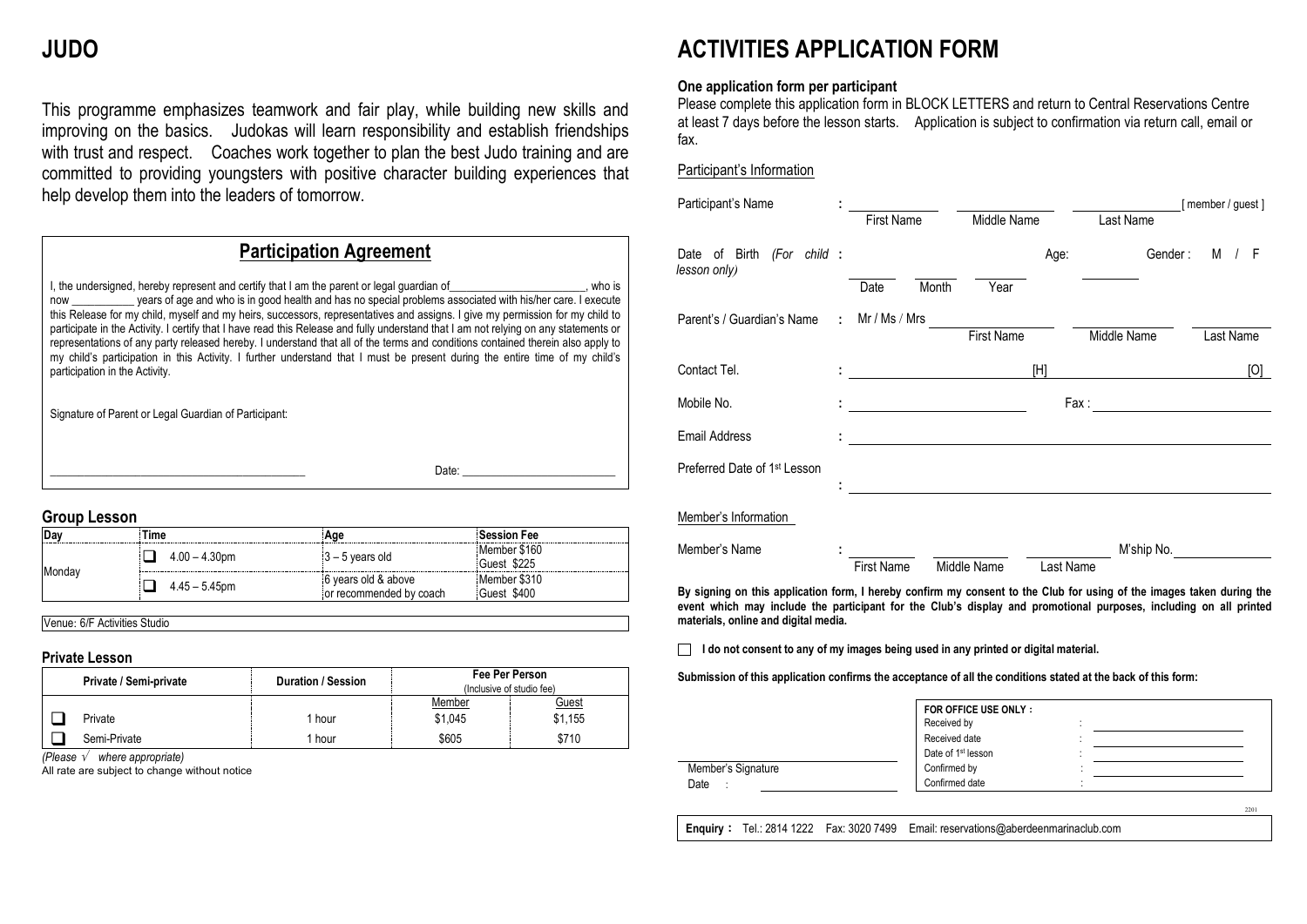# JUDO

This programme emphasizes teamwork and fair play, while building new skills and improving on the basics. Judokas will learn responsibility and establish friendships with trust and respect. Coaches work together to plan the best Judo training and are committed to providing youngsters with positive character building experiences that help develop them into the leaders of tomorrow.

## Participation Agreement

I, the undersigned, hereby represent and certify that I am the parent or legal guardian of________________________, who is now __________ years of age and who is in good health and has no special problems associated with his/her care. I execute this Release for my child, myself and my heirs, successors, representatives and assigns. I give my permission for my child to participate in the Activity. I certify that I have read this Release and fully understand that I am not relying on any statements or representations of any party released hereby. I understand that all of the terms and conditions contained therein also apply to my child's participation in this Activity. I further understand that I must be present during the entire time of my child's participation in the Activity.

Signature of Parent or Legal Guardian of Participant:

______________________________ Date: ______________________

### Group Lesson

| Day | Time | Age | Session Fee |
|---|---|---|---|
| Monday | ❑ 4.00 – 4.30pm | 3 – 5 years old | Member $160<br>Guest $225 |
| | ❑ 4.45 – 5.45pm | 6 years old & above or recommended by coach | Member $310<br>Guest $400 |

Venue: 6/F Activities Studio

### Private Lesson

| Private / Semi-private | Duration / Session | Fee Per Person (Inclusive of studio fee) | |
|---|---|---|---|
| | | Member | Guest |
| ❑ Private | 1 hour | $1,045 | $1,155 |
| ❑ Semi-Private | 1 hour | $605 | $710 |

*(Please √ where appropriate)*

All rate are subject to change without notice

# ACTIVITIES APPLICATION FORM

**One application form per participant**

Please complete this application form in BLOCK LETTERS and return to Central Reservations Centre at least 7 days before the lesson starts. Application is subject to confirmation via return call, email or fax.

Participant's Information

Participant's Name : ____________ ____________ ____________ [ member / guest ]
First Name Middle Name Last Name

Date of Birth *(For child lesson only)* : ______ ______ ______ Age: ______ Gender : M / F
Date Month Year

Parent's / Guardian's Name : Mr / Ms / Mrs ____________ ____________ ____________
First Name Middle Name Last Name

Contact Tel. : ____________________ [H] ____________________ [O]

Mobile No. : ____________________ Fax : ____________________

Email Address : ________________________________________

Preferred Date of 1st Lesson : ________________________________________

Member's Information

Member's Name : ____________ ____________ ____________ M'ship No. ____________
First Name Middle Name Last Name

**By signing on this application form, I hereby confirm my consent to the Club for using of the images taken during the event which may include the participant for the Club's display and promotional purposes, including on all printed materials, online and digital media.**

☐ **I do not consent to any of my images being used in any printed or digital material.**

**Submission of this application confirms the acceptance of all the conditions stated at the back of this form:**

______________________________
Member's Signature
Date : ____________________

**FOR OFFICE USE ONLY :**
Received by : ____________________
Received date : ____________________
Date of 1st lesson : ____________________
Confirmed by : ____________________
Confirmed date : ____________________

2201

**Enquiry :** Tel.: 2814 1222 Fax: 3020 7499 Email: reservations@aberdeenmarinaclub.com